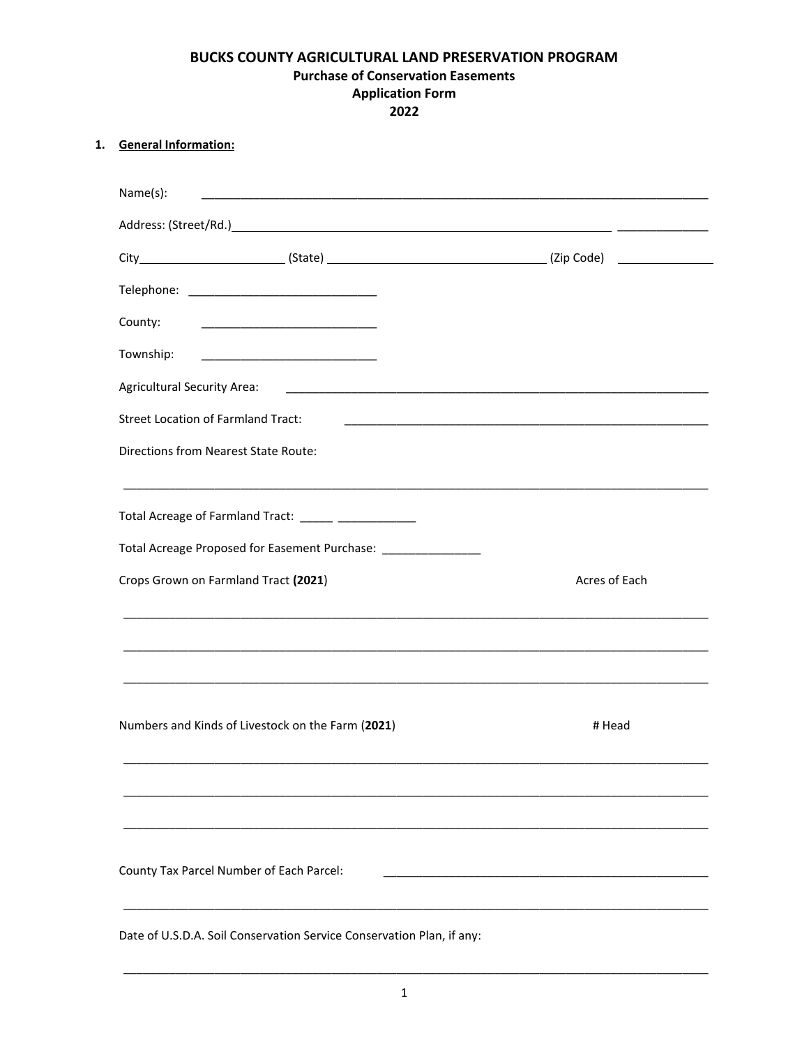# BUCKS COUNTY AGRICULTURAL LAND PRESERVATION PROGRAM

## Purchase of Conservation Easements
## Application Form
## 2022

1. **General Information:**

Name(s): ______________________________________________________________________________

Address: (Street/Rd.)______________________________________________________________ ______________

City______________________ (State) ________________________________ (Zip Code) ______________

Telephone: ____________________________

County: ___________________________

Township: ___________________________

Agricultural Security Area: ______________________________________________________________

Street Location of Farmland Tract: ________________________________________________________

Directions from Nearest State Route:

____________________________________________________________________________________________

Total Acreage of Farmland Tract: _____ ____________

Total Acreage Proposed for Easement Purchase: _______________

Crops Grown on Farmland Tract (**2021**) Acres of Each

____________________________________________________________________________________________

____________________________________________________________________________________________

____________________________________________________________________________________________

Numbers and Kinds of Livestock on the Farm (**2021**) # Head

____________________________________________________________________________________________

____________________________________________________________________________________________

____________________________________________________________________________________________

County Tax Parcel Number of Each Parcel: __________________________________________________

____________________________________________________________________________________________

Date of U.S.D.A. Soil Conservation Service Conservation Plan, if any:

____________________________________________________________________________________________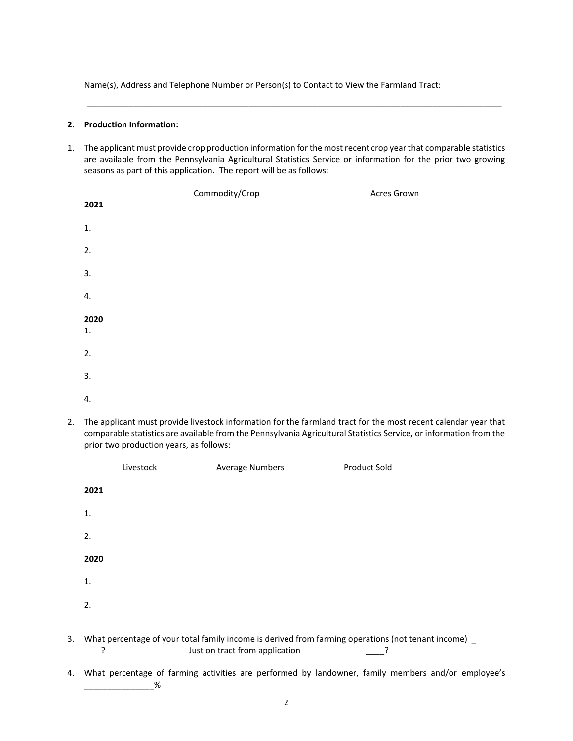Name(s), Address and Telephone Number or Person(s) to Contact to View the Farmland Tract:

______________________________________________________________________________________

**2**. **Production Information:**

1. The applicant must provide crop production information for the most recent crop year that comparable statistics are available from the Pennsylvania Agricultural Statistics Service or information for the prior two growing seasons as part of this application. The report will be as follows:

| | Commodity/Crop | Acres Grown |
|---|---|---|
| **2021** | | |
| 1. | | |
| 2. | | |
| 3. | | |
| 4. | | |
| **2020** | | |
| 1. | | |
| 2. | | |
| 3. | | |
| 4. | | |

2. The applicant must provide livestock information for the farmland tract for the most recent calendar year that comparable statistics are available from the Pennsylvania Agricultural Statistics Service, or information from the prior two production years, as follows:

| Livestock | Average Numbers | Product Sold |
|---|---|---|
| **2021** | | |
| 1. | | |
| 2. | | |
| **2020** | | |
| 1. | | |
| 2. | | |

3. What percentage of your total family income is derived from farming operations (not tenant income) _____? Just on tract from application___________________?

4. What percentage of farming activities are performed by landowner, family members and/or employee's _______________%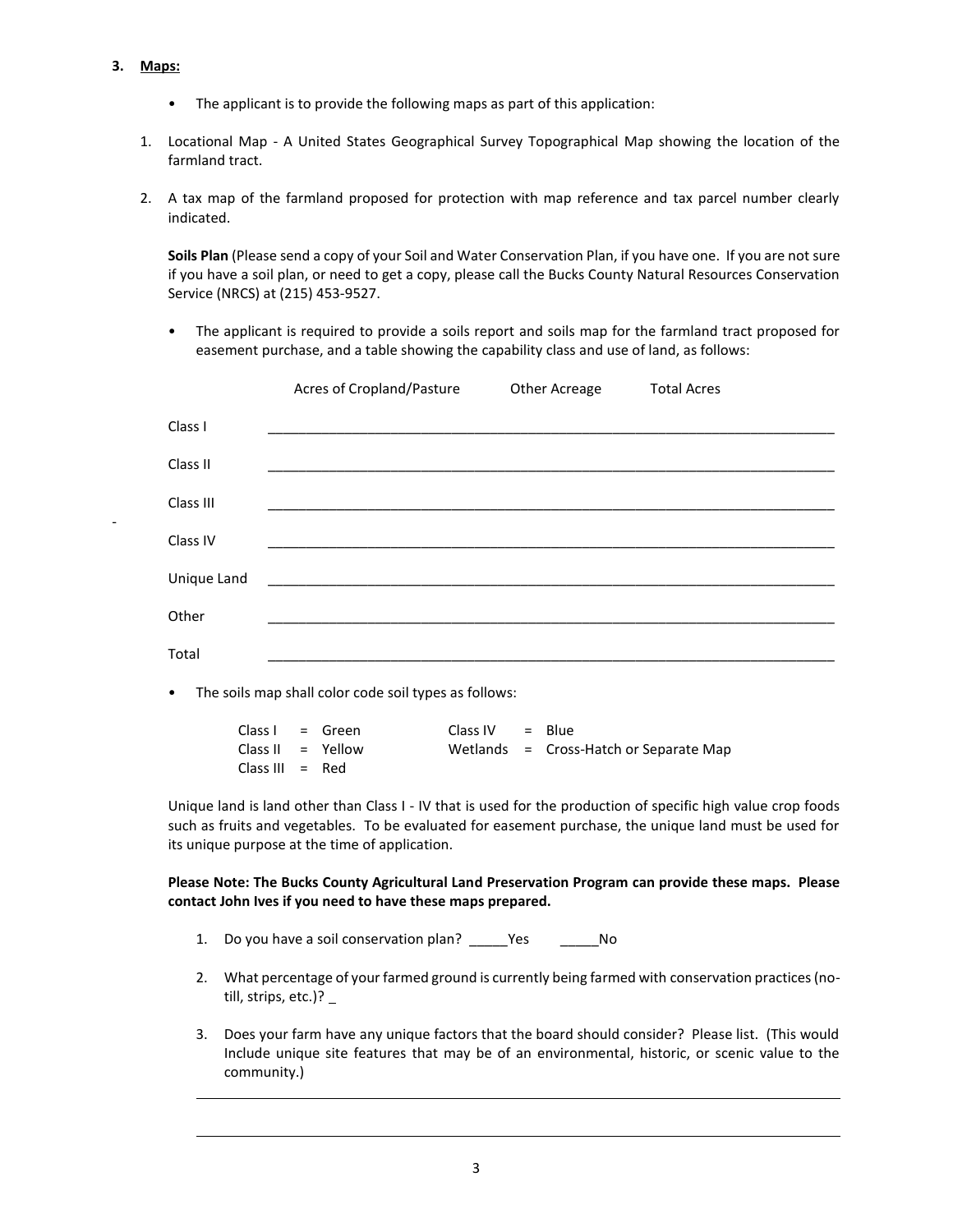**3. Maps:**

- The applicant is to provide the following maps as part of this application:

1. Locational Map - A United States Geographical Survey Topographical Map showing the location of the farmland tract.

2. A tax map of the farmland proposed for protection with map reference and tax parcel number clearly indicated.

   **Soils Plan** (Please send a copy of your Soil and Water Conservation Plan, if you have one. If you are not sure if you have a soil plan, or need to get a copy, please call the Bucks County Natural Resources Conservation Service (NRCS) at (215) 453-9527.

   - The applicant is required to provide a soils report and soils map for the farmland tract proposed for easement purchase, and a table showing the capability class and use of land, as follows:

| | Acres of Cropland/Pasture | Other Acreage | Total Acres |
|---|---|---|---|
| Class I | | | |
| Class II | | | |
| Class III | | | |
| Class IV | | | |
| Unique Land | | | |
| Other | | | |
| Total | | | |

   - The soils map shall color code soil types as follows:

| | | | | | |
|---|---|---|---|---|---|
| Class I | = | Green | Class IV | = | Blue |
| Class II | = | Yellow | Wetlands | = | Cross-Hatch or Separate Map |
| Class III | = | Red | | | |

   Unique land is land other than Class I - IV that is used for the production of specific high value crop foods such as fruits and vegetables. To be evaluated for easement purchase, the unique land must be used for its unique purpose at the time of application.

   **Please Note: The Bucks County Agricultural Land Preservation Program can provide these maps. Please contact John Ives if you need to have these maps prepared.**

   1. Do you have a soil conservation plan? _____Yes _____No

   2. What percentage of your farmed ground is currently being farmed with conservation practices (no-till, strips, etc.)? _

   3. Does your farm have any unique factors that the board should consider? Please list. (This would Include unique site features that may be of an environmental, historic, or scenic value to the community.)

______________________________________________________________________

______________________________________________________________________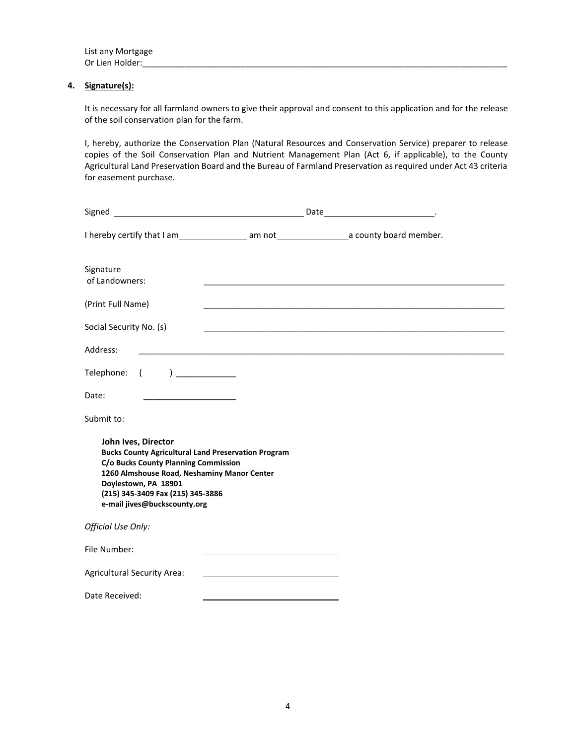List any Mortgage
Or Lien Holder:_______________________________________________________________________________

**4. Signature(s):**

It is necessary for all farmland owners to give their approval and consent to this application and for the release of the soil conservation plan for the farm.

I, hereby, authorize the Conservation Plan (Natural Resources and Conservation Service) preparer to release copies of the Soil Conservation Plan and Nutrient Management Plan (Act 6, if applicable), to the County Agricultural Land Preservation Board and the Bureau of Farmland Preservation as required under Act 43 criteria for easement purchase.

Signed ________________________________________ Date________________________.

I hereby certify that I am_______________ am not________________a county board member.

Signature
of Landowners: _________________________________________________________________

(Print Full Name) _________________________________________________________________

Social Security No. (s) _________________________________________________________________

Address: _______________________________________________________________________________

Telephone: ( ) _____________

Date: ____________________

Submit to:

**John Ives, Director**
**Bucks County Agricultural Land Preservation Program**
**C/o Bucks County Planning Commission**
**1260 Almshouse Road, Neshaminy Manor Center**
**Doylestown, PA 18901**
**(215) 345-3409 Fax (215) 345-3886**
**e-mail jives@buckscounty.org**

*Official Use Only:*

File Number: ______________________________

Agricultural Security Area: ______________________________

Date Received: ______________________________